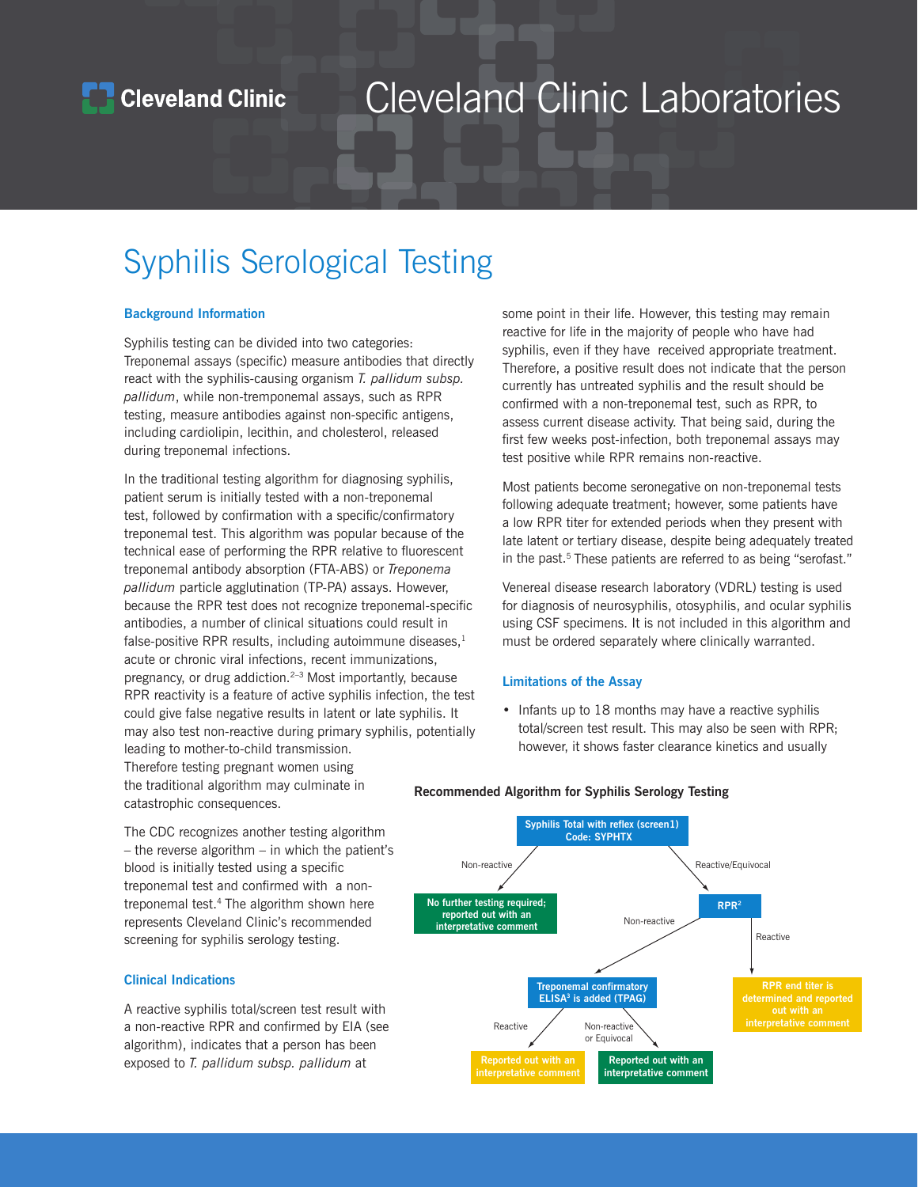Cleveland Clinic

# Cleveland Clinic Laboratories

## Syphilis Serological Testing

### Background Information

Syphilis testing can be divided into two categories: Treponemal assays (specific) measure antibodies that directly react with the syphilis-causing organism *T. pallidum subsp. pallidum*, while non-tremponemal assays, such as RPR testing, measure antibodies against non-specific antigens, including cardiolipin, lecithin, and cholesterol, released during treponemal infections.

In the traditional testing algorithm for diagnosing syphilis, patient serum is initially tested with a non-treponemal test, followed by confirmation with a specific/confirmatory treponemal test. This algorithm was popular because of the technical ease of performing the RPR relative to fluorescent treponemal antibody absorption (FTA-ABS) or *Treponema pallidum* particle agglutination (TP-PA) assays. However, because the RPR test does not recognize treponemal-specific antibodies, a number of clinical situations could result in false-positive RPR results, including autoimmune diseases,[1] acute or chronic viral infections, recent immunizations, pregnancy, or drug addiction.[2–3] Most importantly, because RPR reactivity is a feature of active syphilis infection, the test could give false negative results in latent or late syphilis. It may also test non-reactive during primary syphilis, potentially leading to mother-to-child transmission. Therefore testing pregnant women using the traditional algorithm may culminate in catastrophic consequences.

The CDC recognizes another testing algorithm – the reverse algorithm – in which the patient's blood is initially tested using a specific treponemal test and confirmed with a non-treponemal test.[4] The algorithm shown here represents Cleveland Clinic's recommended screening for syphilis serology testing.

### Clinical Indications

A reactive syphilis total/screen test result with a non-reactive RPR and confirmed by EIA (see algorithm), indicates that a person has been exposed to *T. pallidum subsp. pallidum* at some point in their life. However, this testing may remain reactive for life in the majority of people who have had syphilis, even if they have received appropriate treatment. Therefore, a positive result does not indicate that the person currently has untreated syphilis and the result should be confirmed with a non-treponemal test, such as RPR, to assess current disease activity. That being said, during the first few weeks post-infection, both treponemal assays may test positive while RPR remains non-reactive.

Most patients become seronegative on non-treponemal tests following adequate treatment; however, some patients have a low RPR titer for extended periods when they present with late latent or tertiary disease, despite being adequately treated in the past.[5] These patients are referred to as being "serofast."

Venereal disease research laboratory (VDRL) testing is used for diagnosis of neurosyphilis, otosyphilis, and ocular syphilis using CSF specimens. It is not included in this algorithm and must be ordered separately where clinically warranted.

### Limitations of the Assay

- Infants up to 18 months may have a reactive syphilis total/screen test result. This may also be seen with RPR; however, it shows faster clearance kinetics and usually

**Recommended Algorithm for Syphilis Serology Testing**

- **Syphilis Total with reflex (screen1) Code: SYPHTX**
  - Non-reactive → **No further testing required; reported out with an interpretative comment**
  - Reactive/Equivocal → **RPR[2]**
    - Reactive → **RPR end titer is determined and reported out with an interpretative comment**
    - Non-reactive → **Treponemal confirmatory ELISA[3] is added (TPAG)**
      - Reactive → **Reported out with an interpretative comment**
      - Non-reactive or Equivocal → **Reported out with an interpretative comment**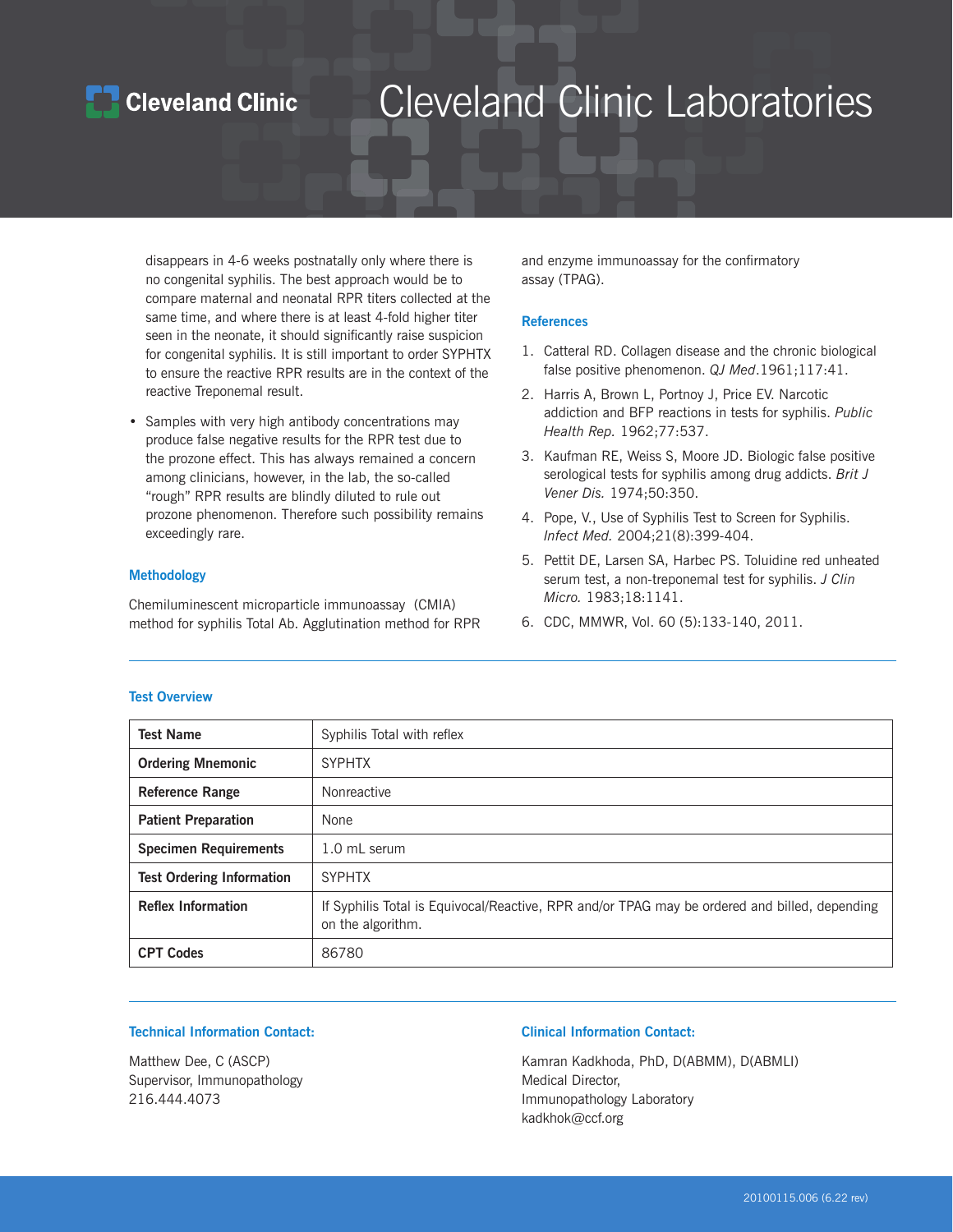disappears in 4-6 weeks postnatally only where there is no congenital syphilis. The best approach would be to compare maternal and neonatal RPR titers collected at the same time, and where there is at least 4-fold higher titer seen in the neonate, it should significantly raise suspicion for congenital syphilis. It is still important to order SYPHTX to ensure the reactive RPR results are in the context of the reactive Treponemal result.

- Samples with very high antibody concentrations may produce false negative results for the RPR test due to the prozone effect. This has always remained a concern among clinicians, however, in the lab, the so-called "rough" RPR results are blindly diluted to rule out prozone phenomenon. Therefore such possibility remains exceedingly rare.

### Methodology

Chemiluminescent microparticle immunoassay (CMIA) method for syphilis Total Ab. Agglutination method for RPR and enzyme immunoassay for the confirmatory assay (TPAG).

### References

1. Catteral RD. Collagen disease and the chronic biological false positive phenomenon. *QJ Med*.1961;117:41.
2. Harris A, Brown L, Portnoy J, Price EV. Narcotic addiction and BFP reactions in tests for syphilis. *Public Health Rep.* 1962;77:537.
3. Kaufman RE, Weiss S, Moore JD. Biologic false positive serological tests for syphilis among drug addicts. *Brit J Vener Dis.* 1974;50:350.
4. Pope, V., Use of Syphilis Test to Screen for Syphilis. *Infect Med.* 2004;21(8):399-404.
5. Pettit DE, Larsen SA, Harbec PS. Toluidine red unheated serum test, a non-treponemal test for syphilis. *J Clin Micro.* 1983;18:1141.
6. CDC, MMWR, Vol. 60 (5):133-140, 2011.

### Test Overview

| | |
|---|---|
| **Test Name** | Syphilis Total with reflex |
| **Ordering Mnemonic** | SYPHTX |
| **Reference Range** | Nonreactive |
| **Patient Preparation** | None |
| **Specimen Requirements** | 1.0 mL serum |
| **Test Ordering Information** | SYPHTX |
| **Reflex Information** | If Syphilis Total is Equivocal/Reactive, RPR and/or TPAG may be ordered and billed, depending on the algorithm. |
| **CPT Codes** | 86780 |

### Technical Information Contact:

Matthew Dee, C (ASCP)
Supervisor, Immunopathology
216.444.4073

### Clinical Information Contact:

Kamran Kadkhoda, PhD, D(ABMM), D(ABMLI)
Medical Director,
Immunopathology Laboratory
kadkhok@ccf.org

20100115.006 (6.22 rev)